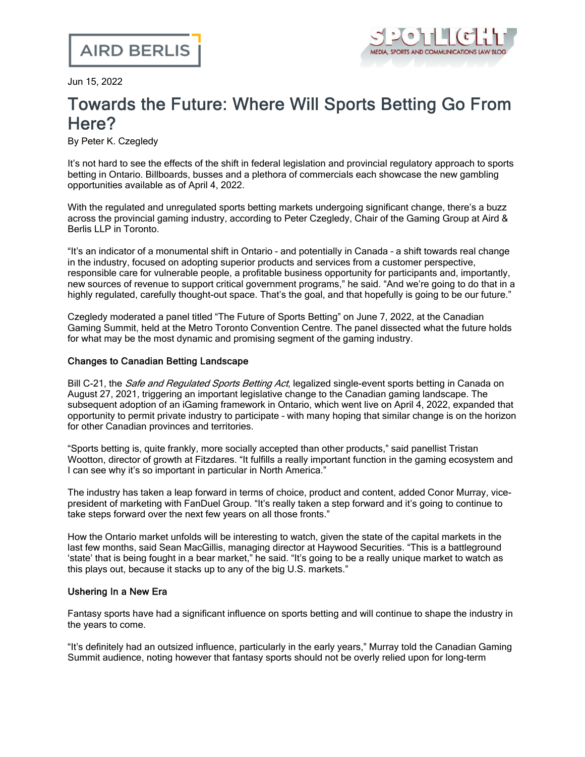AIRD BERLIS

SPOTLIGHT
MEDIA, SPORTS AND COMMUNICATIONS LAW BLOG

Jun 15, 2022

# Towards the Future: Where Will Sports Betting Go From Here?

By Peter K. Czegledy

It's not hard to see the effects of the shift in federal legislation and provincial regulatory approach to sports betting in Ontario. Billboards, busses and a plethora of commercials each showcase the new gambling opportunities available as of April 4, 2022.

With the regulated and unregulated sports betting markets undergoing significant change, there's a buzz across the provincial gaming industry, according to Peter Czegledy, Chair of the Gaming Group at Aird & Berlis LLP in Toronto.

"It's an indicator of a monumental shift in Ontario – and potentially in Canada – a shift towards real change in the industry, focused on adopting superior products and services from a customer perspective, responsible care for vulnerable people, a profitable business opportunity for participants and, importantly, new sources of revenue to support critical government programs," he said. "And we're going to do that in a highly regulated, carefully thought-out space. That's the goal, and that hopefully is going to be our future."

Czegledy moderated a panel titled "The Future of Sports Betting" on June 7, 2022, at the Canadian Gaming Summit, held at the Metro Toronto Convention Centre. The panel dissected what the future holds for what may be the most dynamic and promising segment of the gaming industry.

### Changes to Canadian Betting Landscape

Bill C-21, the *Safe and Regulated Sports Betting Act*, legalized single-event sports betting in Canada on August 27, 2021, triggering an important legislative change to the Canadian gaming landscape. The subsequent adoption of an iGaming framework in Ontario, which went live on April 4, 2022, expanded that opportunity to permit private industry to participate – with many hoping that similar change is on the horizon for other Canadian provinces and territories.

"Sports betting is, quite frankly, more socially accepted than other products," said panellist Tristan Wootton, director of growth at Fitzdares. "It fulfills a really important function in the gaming ecosystem and I can see why it's so important in particular in North America."

The industry has taken a leap forward in terms of choice, product and content, added Conor Murray, vice-president of marketing with FanDuel Group. "It's really taken a step forward and it's going to continue to take steps forward over the next few years on all those fronts."

How the Ontario market unfolds will be interesting to watch, given the state of the capital markets in the last few months, said Sean MacGillis, managing director at Haywood Securities. "This is a battleground 'state' that is being fought in a bear market," he said. "It's going to be a really unique market to watch as this plays out, because it stacks up to any of the big U.S. markets."

### Ushering In a New Era

Fantasy sports have had a significant influence on sports betting and will continue to shape the industry in the years to come.

"It's definitely had an outsized influence, particularly in the early years," Murray told the Canadian Gaming Summit audience, noting however that fantasy sports should not be overly relied upon for long-term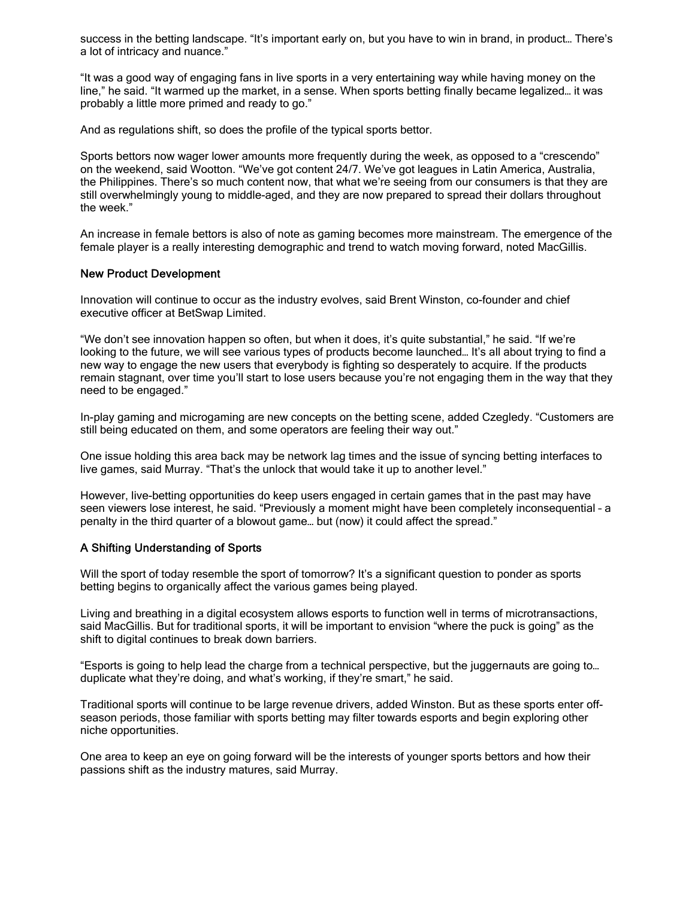success in the betting landscape. "It's important early on, but you have to win in brand, in product… There's a lot of intricacy and nuance."

"It was a good way of engaging fans in live sports in a very entertaining way while having money on the line," he said. "It warmed up the market, in a sense. When sports betting finally became legalized… it was probably a little more primed and ready to go."

And as regulations shift, so does the profile of the typical sports bettor.

Sports bettors now wager lower amounts more frequently during the week, as opposed to a "crescendo" on the weekend, said Wootton. "We've got content 24/7. We've got leagues in Latin America, Australia, the Philippines. There's so much content now, that what we're seeing from our consumers is that they are still overwhelmingly young to middle-aged, and they are now prepared to spread their dollars throughout the week."

An increase in female bettors is also of note as gaming becomes more mainstream. The emergence of the female player is a really interesting demographic and trend to watch moving forward, noted MacGillis.

### New Product Development

Innovation will continue to occur as the industry evolves, said Brent Winston, co-founder and chief executive officer at BetSwap Limited.

"We don't see innovation happen so often, but when it does, it's quite substantial," he said. "If we're looking to the future, we will see various types of products become launched… It's all about trying to find a new way to engage the new users that everybody is fighting so desperately to acquire. If the products remain stagnant, over time you'll start to lose users because you're not engaging them in the way that they need to be engaged."

In-play gaming and microgaming are new concepts on the betting scene, added Czegledy. "Customers are still being educated on them, and some operators are feeling their way out."

One issue holding this area back may be network lag times and the issue of syncing betting interfaces to live games, said Murray. "That's the unlock that would take it up to another level."

However, live-betting opportunities do keep users engaged in certain games that in the past may have seen viewers lose interest, he said. "Previously a moment might have been completely inconsequential – a penalty in the third quarter of a blowout game… but (now) it could affect the spread."

### A Shifting Understanding of Sports

Will the sport of today resemble the sport of tomorrow? It's a significant question to ponder as sports betting begins to organically affect the various games being played.

Living and breathing in a digital ecosystem allows esports to function well in terms of microtransactions, said MacGillis. But for traditional sports, it will be important to envision "where the puck is going" as the shift to digital continues to break down barriers.

"Esports is going to help lead the charge from a technical perspective, but the juggernauts are going to… duplicate what they're doing, and what's working, if they're smart," he said.

Traditional sports will continue to be large revenue drivers, added Winston. But as these sports enter off-season periods, those familiar with sports betting may filter towards esports and begin exploring other niche opportunities.

One area to keep an eye on going forward will be the interests of younger sports bettors and how their passions shift as the industry matures, said Murray.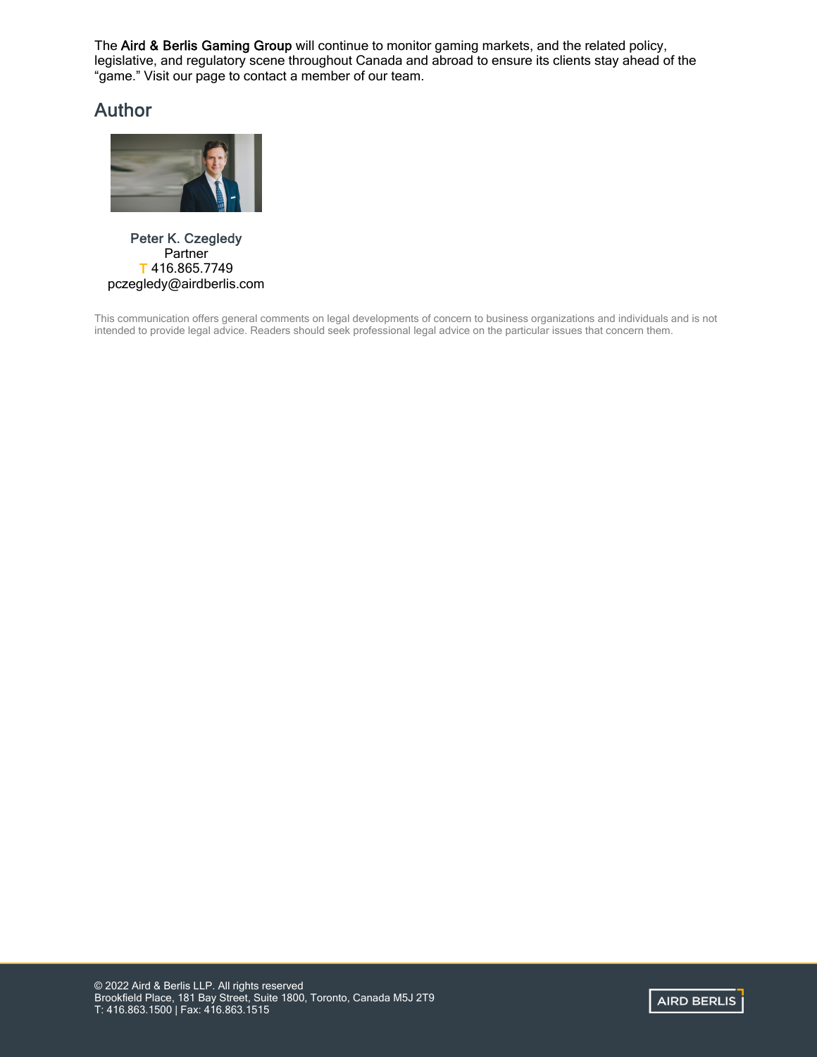The **Aird & Berlis Gaming Group** will continue to monitor gaming markets, and the related policy, legislative, and regulatory scene throughout Canada and abroad to ensure its clients stay ahead of the "game." Visit our page to contact a member of our team.

## Author

Peter K. Czegledy
Partner
T 416.865.7749
pczegledy@airdberlis.com

This communication offers general comments on legal developments of concern to business organizations and individuals and is not intended to provide legal advice. Readers should seek professional legal advice on the particular issues that concern them.

© 2022 Aird & Berlis LLP. All rights reserved
Brookfield Place, 181 Bay Street, Suite 1800, Toronto, Canada M5J 2T9
T: 416.863.1500 | Fax: 416.863.1515

AIRD BERLIS